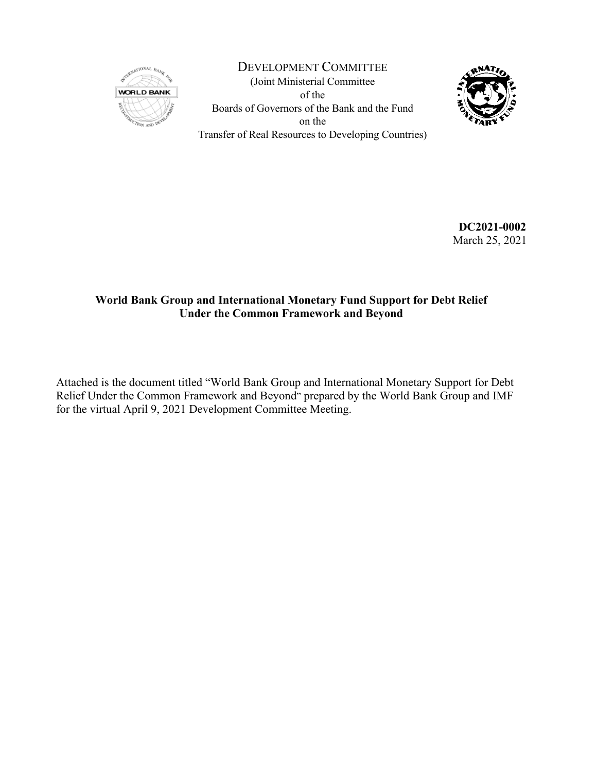DEVELOPMENT COMMITTEE
(Joint Ministerial Committee
of the
Boards of Governors of the Bank and the Fund
on the
Transfer of Real Resources to Developing Countries)

**DC2021-0002**
March 25, 2021

**World Bank Group and International Monetary Fund Support for Debt Relief Under the Common Framework and Beyond**

Attached is the document titled "World Bank Group and International Monetary Support for Debt Relief Under the Common Framework and Beyond" prepared by the World Bank Group and IMF for the virtual April 9, 2021 Development Committee Meeting.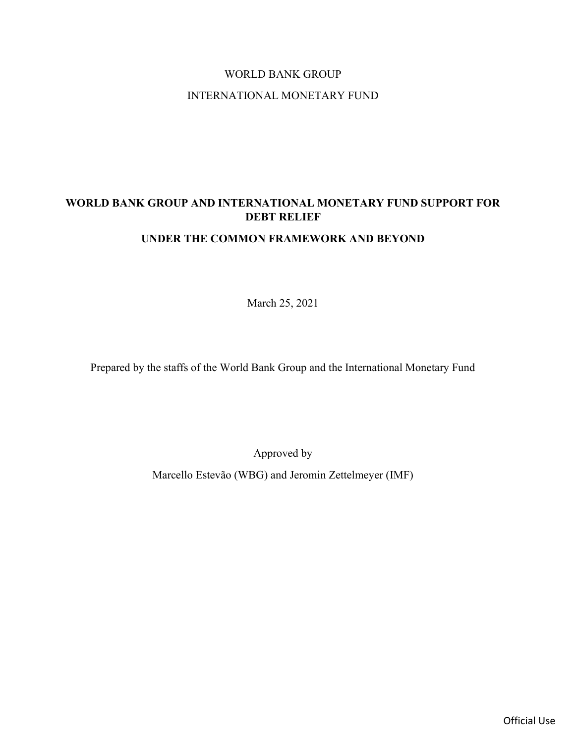WORLD BANK GROUP

INTERNATIONAL MONETARY FUND

# WORLD BANK GROUP AND INTERNATIONAL MONETARY FUND SUPPORT FOR DEBT RELIEF

## UNDER THE COMMON FRAMEWORK AND BEYOND

March 25, 2021

Prepared by the staffs of the World Bank Group and the International Monetary Fund

Approved by

Marcello Estevão (WBG) and Jeromin Zettelmeyer (IMF)

Official Use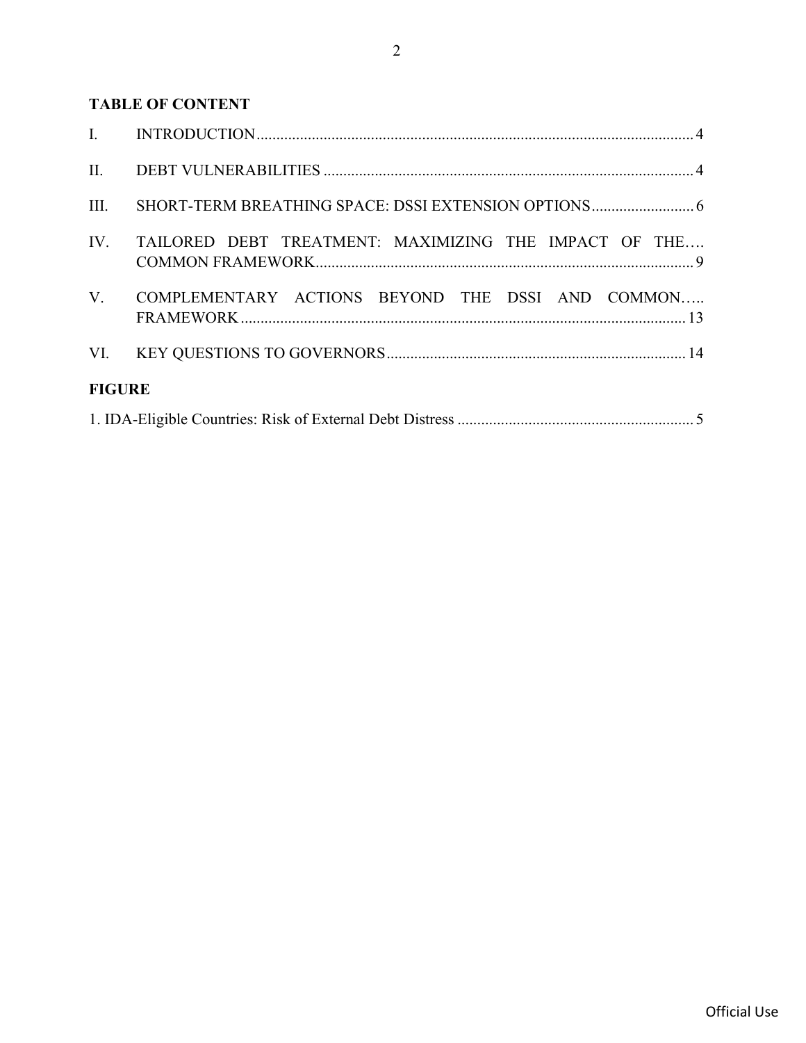**TABLE OF CONTENT**

| | | |
|---|---|---|
| I. | INTRODUCTION | 4 |
| II. | DEBT VULNERABILITIES | 4 |
| III. | SHORT-TERM BREATHING SPACE: DSSI EXTENSION OPTIONS | 6 |
| IV. | TAILORED DEBT TREATMENT: MAXIMIZING THE IMPACT OF THE COMMON FRAMEWORK | 9 |
| V. | COMPLEMENTARY ACTIONS BEYOND THE DSSI AND COMMON FRAMEWORK | 13 |
| VI. | KEY QUESTIONS TO GOVERNORS | 14 |

**FIGURE**

1. IDA-Eligible Countries: Risk of External Debt Distress ........ 5

Official Use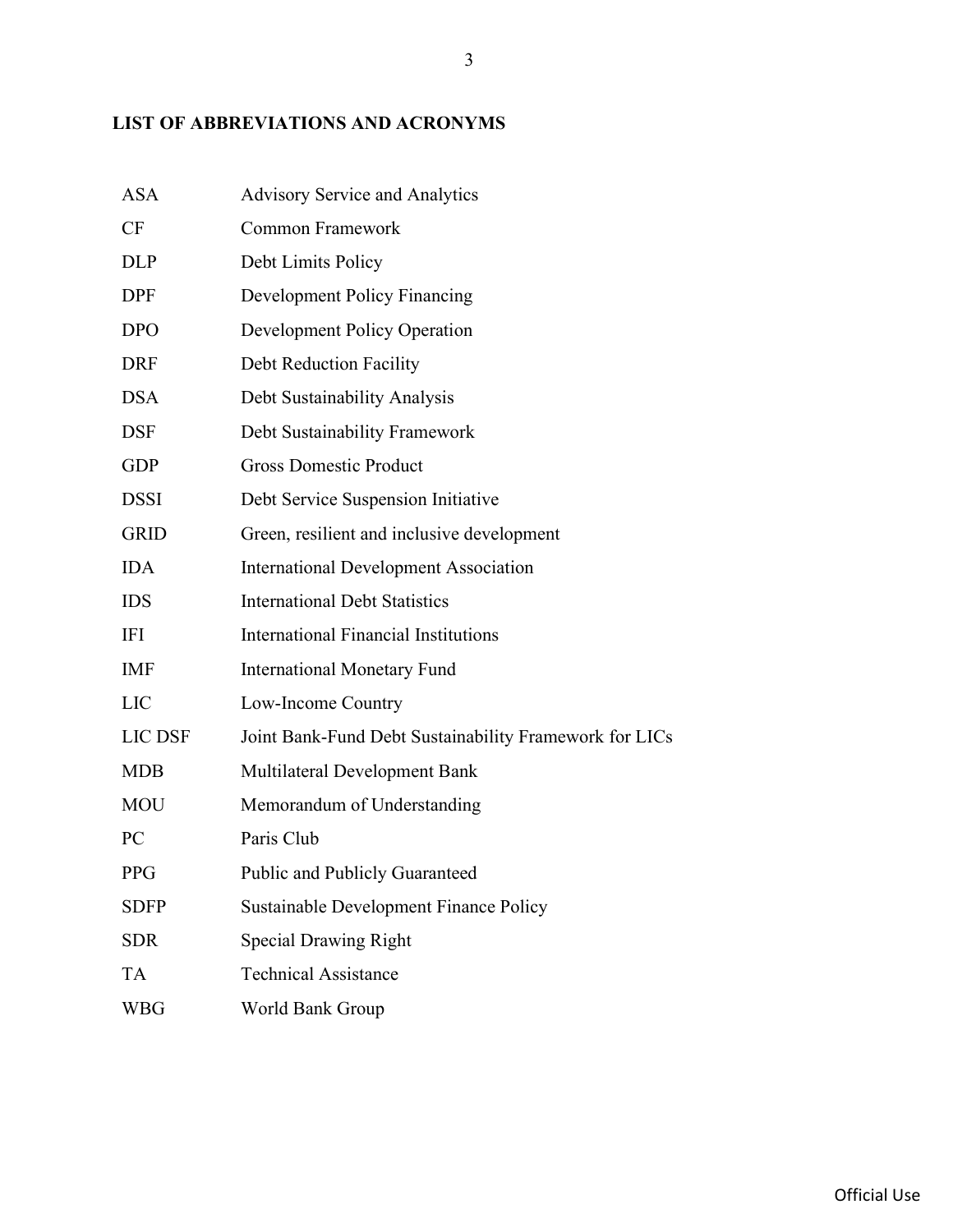## LIST OF ABBREVIATIONS AND ACRONYMS

| | |
|---|---|
| ASA | Advisory Service and Analytics |
| CF | Common Framework |
| DLP | Debt Limits Policy |
| DPF | Development Policy Financing |
| DPO | Development Policy Operation |
| DRF | Debt Reduction Facility |
| DSA | Debt Sustainability Analysis |
| DSF | Debt Sustainability Framework |
| GDP | Gross Domestic Product |
| DSSI | Debt Service Suspension Initiative |
| GRID | Green, resilient and inclusive development |
| IDA | International Development Association |
| IDS | International Debt Statistics |
| IFI | International Financial Institutions |
| IMF | International Monetary Fund |
| LIC | Low-Income Country |
| LIC DSF | Joint Bank-Fund Debt Sustainability Framework for LICs |
| MDB | Multilateral Development Bank |
| MOU | Memorandum of Understanding |
| PC | Paris Club |
| PPG | Public and Publicly Guaranteed |
| SDFP | Sustainable Development Finance Policy |
| SDR | Special Drawing Right |
| TA | Technical Assistance |
| WBG | World Bank Group |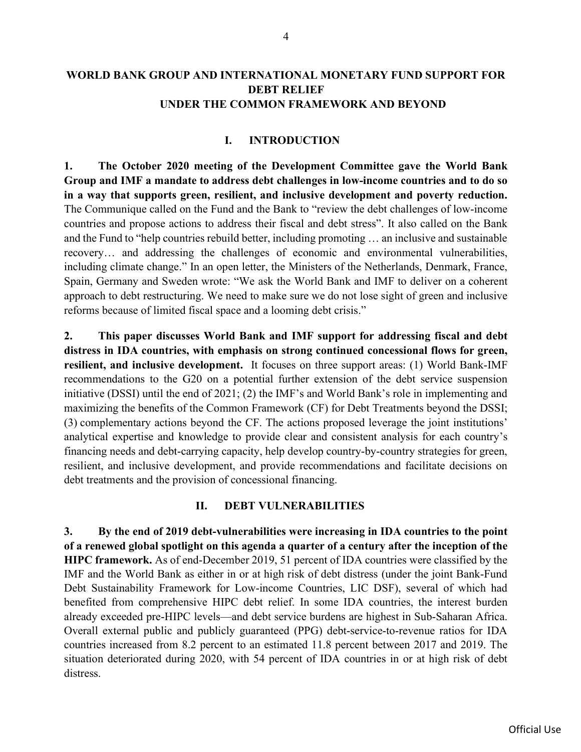# WORLD BANK GROUP AND INTERNATIONAL MONETARY FUND SUPPORT FOR DEBT RELIEF UNDER THE COMMON FRAMEWORK AND BEYOND

## I. INTRODUCTION

**1. The October 2020 meeting of the Development Committee gave the World Bank Group and IMF a mandate to address debt challenges in low-income countries and to do so in a way that supports green, resilient, and inclusive development and poverty reduction.** The Communique called on the Fund and the Bank to "review the debt challenges of low-income countries and propose actions to address their fiscal and debt stress". It also called on the Bank and the Fund to "help countries rebuild better, including promoting … an inclusive and sustainable recovery… and addressing the challenges of economic and environmental vulnerabilities, including climate change." In an open letter, the Ministers of the Netherlands, Denmark, France, Spain, Germany and Sweden wrote: "We ask the World Bank and IMF to deliver on a coherent approach to debt restructuring. We need to make sure we do not lose sight of green and inclusive reforms because of limited fiscal space and a looming debt crisis."

**2. This paper discusses World Bank and IMF support for addressing fiscal and debt distress in IDA countries, with emphasis on strong continued concessional flows for green, resilient, and inclusive development.** It focuses on three support areas: (1) World Bank-IMF recommendations to the G20 on a potential further extension of the debt service suspension initiative (DSSI) until the end of 2021; (2) the IMF's and World Bank's role in implementing and maximizing the benefits of the Common Framework (CF) for Debt Treatments beyond the DSSI; (3) complementary actions beyond the CF. The actions proposed leverage the joint institutions' analytical expertise and knowledge to provide clear and consistent analysis for each country's financing needs and debt-carrying capacity, help develop country-by-country strategies for green, resilient, and inclusive development, and provide recommendations and facilitate decisions on debt treatments and the provision of concessional financing.

## II. DEBT VULNERABILITIES

**3. By the end of 2019 debt-vulnerabilities were increasing in IDA countries to the point of a renewed global spotlight on this agenda a quarter of a century after the inception of the HIPC framework.** As of end-December 2019, 51 percent of IDA countries were classified by the IMF and the World Bank as either in or at high risk of debt distress (under the joint Bank-Fund Debt Sustainability Framework for Low-income Countries, LIC DSF), several of which had benefited from comprehensive HIPC debt relief. In some IDA countries, the interest burden already exceeded pre-HIPC levels—and debt service burdens are highest in Sub-Saharan Africa. Overall external public and publicly guaranteed (PPG) debt-service-to-revenue ratios for IDA countries increased from 8.2 percent to an estimated 11.8 percent between 2017 and 2019. The situation deteriorated during 2020, with 54 percent of IDA countries in or at high risk of debt distress.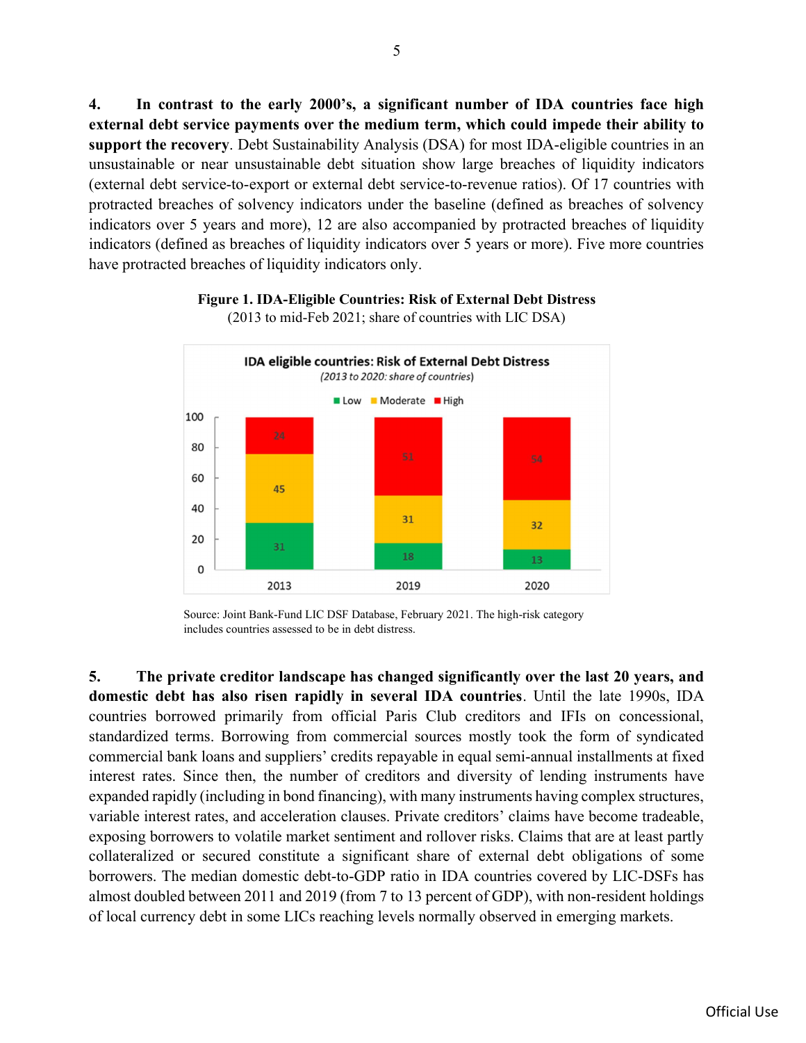**4. In contrast to the early 2000's, a significant number of IDA countries face high external debt service payments over the medium term, which could impede their ability to support the recovery**. Debt Sustainability Analysis (DSA) for most IDA-eligible countries in an unsustainable or near unsustainable debt situation show large breaches of liquidity indicators (external debt service-to-export or external debt service-to-revenue ratios). Of 17 countries with protracted breaches of solvency indicators under the baseline (defined as breaches of solvency indicators over 5 years and more), 12 are also accompanied by protracted breaches of liquidity indicators (defined as breaches of liquidity indicators over 5 years or more). Five more countries have protracted breaches of liquidity indicators only.

**Figure 1. IDA-Eligible Countries: Risk of External Debt Distress**
(2013 to mid-Feb 2021; share of countries with LIC DSA)

**IDA eligible countries: Risk of External Debt Distress**
*(2013 to 2020: share of countries)*

| Risk | 2013 | 2019 | 2020 |
|---|---|---|---|
| Low | 31 | 18 | 13 |
| Moderate | 45 | 31 | 32 |
| High | 24 | 51 | 54 |

Source: Joint Bank-Fund LIC DSF Database, February 2021. The high-risk category includes countries assessed to be in debt distress.

**5. The private creditor landscape has changed significantly over the last 20 years, and domestic debt has also risen rapidly in several IDA countries**. Until the late 1990s, IDA countries borrowed primarily from official Paris Club creditors and IFIs on concessional, standardized terms. Borrowing from commercial sources mostly took the form of syndicated commercial bank loans and suppliers' credits repayable in equal semi-annual installments at fixed interest rates. Since then, the number of creditors and diversity of lending instruments have expanded rapidly (including in bond financing), with many instruments having complex structures, variable interest rates, and acceleration clauses. Private creditors' claims have become tradeable, exposing borrowers to volatile market sentiment and rollover risks. Claims that are at least partly collateralized or secured constitute a significant share of external debt obligations of some borrowers. The median domestic debt-to-GDP ratio in IDA countries covered by LIC-DSFs has almost doubled between 2011 and 2019 (from 7 to 13 percent of GDP), with non-resident holdings of local currency debt in some LICs reaching levels normally observed in emerging markets.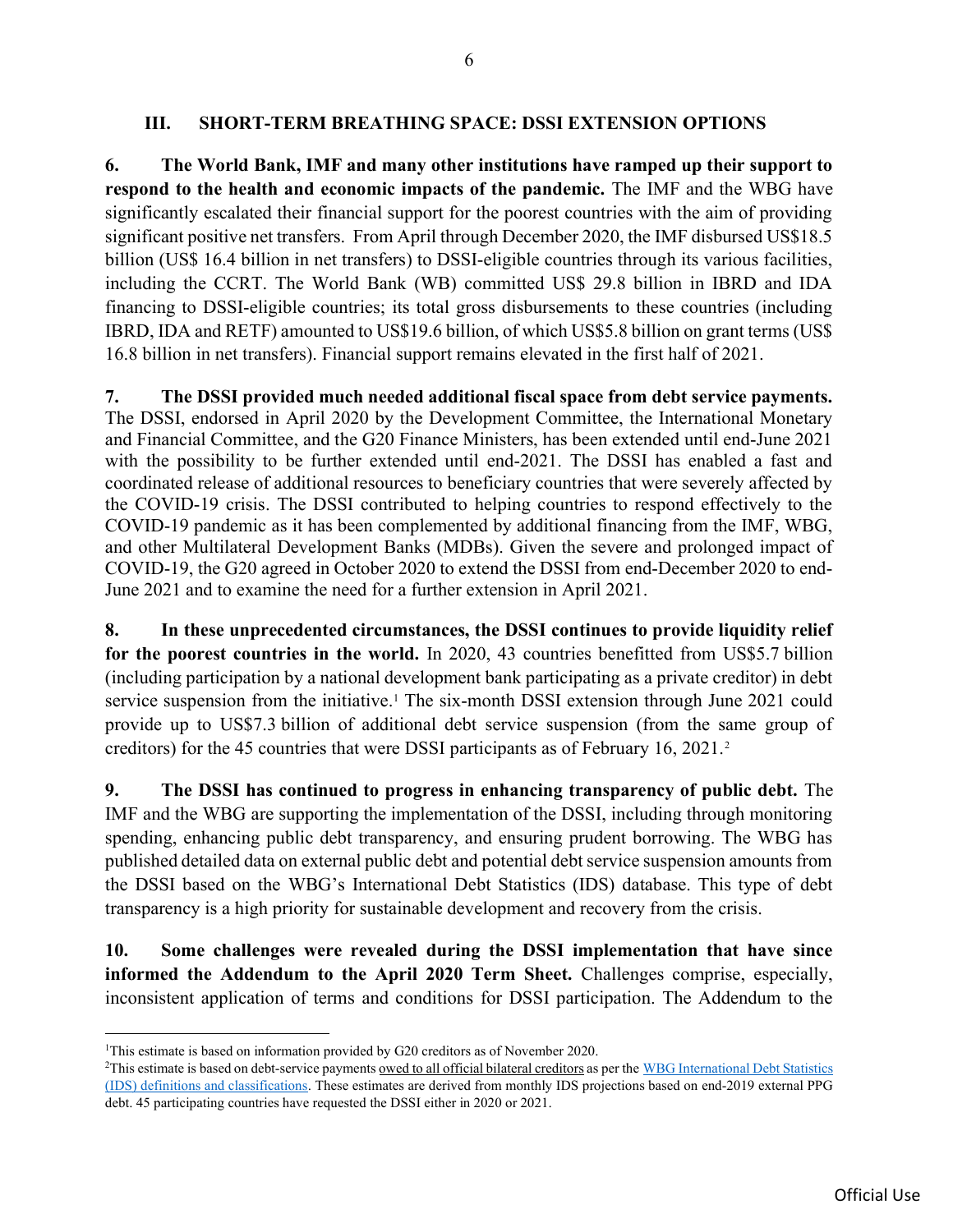## III. SHORT-TERM BREATHING SPACE: DSSI EXTENSION OPTIONS

6. **The World Bank, IMF and many other institutions have ramped up their support to respond to the health and economic impacts of the pandemic.** The IMF and the WBG have significantly escalated their financial support for the poorest countries with the aim of providing significant positive net transfers. From April through December 2020, the IMF disbursed US$18.5 billion (US$ 16.4 billion in net transfers) to DSSI-eligible countries through its various facilities, including the CCRT. The World Bank (WB) committed US$ 29.8 billion in IBRD and IDA financing to DSSI-eligible countries; its total gross disbursements to these countries (including IBRD, IDA and RETF) amounted to US$19.6 billion, of which US$5.8 billion on grant terms (US$ 16.8 billion in net transfers). Financial support remains elevated in the first half of 2021.

7. **The DSSI provided much needed additional fiscal space from debt service payments.** The DSSI, endorsed in April 2020 by the Development Committee, the International Monetary and Financial Committee, and the G20 Finance Ministers, has been extended until end-June 2021 with the possibility to be further extended until end-2021. The DSSI has enabled a fast and coordinated release of additional resources to beneficiary countries that were severely affected by the COVID-19 crisis. The DSSI contributed to helping countries to respond effectively to the COVID-19 pandemic as it has been complemented by additional financing from the IMF, WBG, and other Multilateral Development Banks (MDBs). Given the severe and prolonged impact of COVID-19, the G20 agreed in October 2020 to extend the DSSI from end-December 2020 to end-June 2021 and to examine the need for a further extension in April 2021.

8. **In these unprecedented circumstances, the DSSI continues to provide liquidity relief for the poorest countries in the world.** In 2020, 43 countries benefitted from US$5.7 billion (including participation by a national development bank participating as a private creditor) in debt service suspension from the initiative.[1] The six-month DSSI extension through June 2021 could provide up to US$7.3 billion of additional debt service suspension (from the same group of creditors) for the 45 countries that were DSSI participants as of February 16, 2021.[2]

9. **The DSSI has continued to progress in enhancing transparency of public debt.** The IMF and the WBG are supporting the implementation of the DSSI, including through monitoring spending, enhancing public debt transparency, and ensuring prudent borrowing. The WBG has published detailed data on external public debt and potential debt service suspension amounts from the DSSI based on the WBG's International Debt Statistics (IDS) database. This type of debt transparency is a high priority for sustainable development and recovery from the crisis.

10. **Some challenges were revealed during the DSSI implementation that have since informed the Addendum to the April 2020 Term Sheet.** Challenges comprise, especially, inconsistent application of terms and conditions for DSSI participation. The Addendum to the

---

[1] This estimate is based on information provided by G20 creditors as of November 2020.

[2] This estimate is based on debt-service payments owed to all official bilateral creditors as per the WBG International Debt Statistics (IDS) definitions and classifications. These estimates are derived from monthly IDS projections based on end-2019 external PPG debt. 45 participating countries have requested the DSSI either in 2020 or 2021.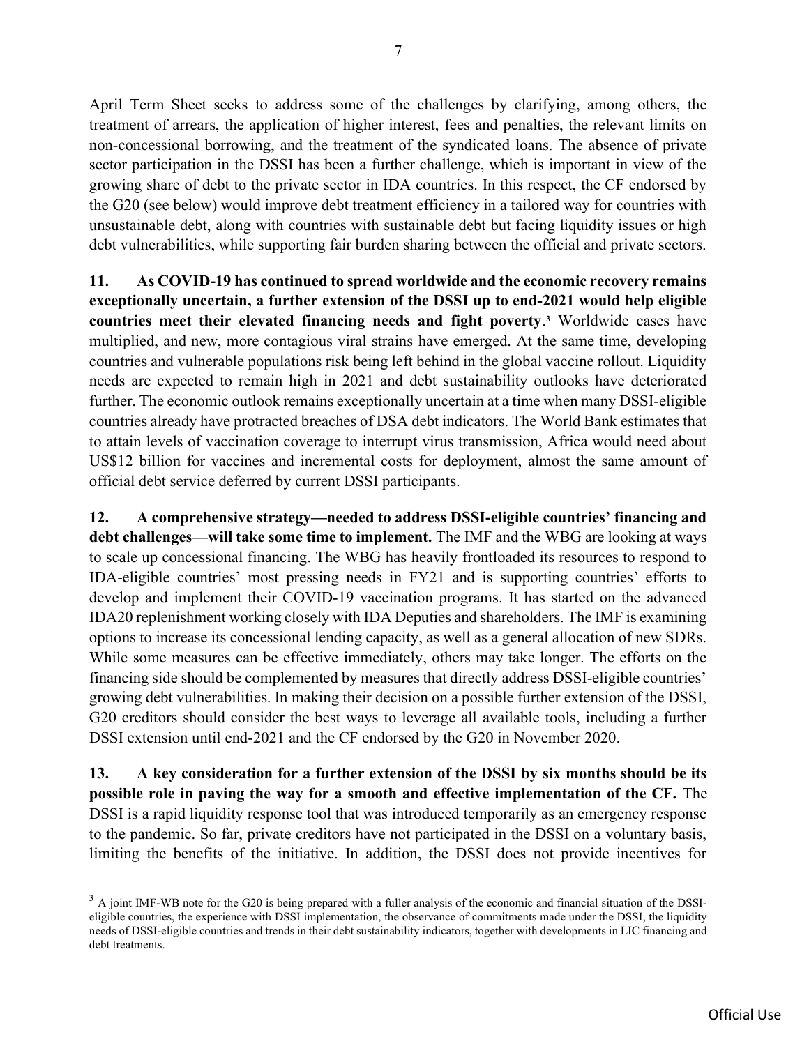April Term Sheet seeks to address some of the challenges by clarifying, among others, the treatment of arrears, the application of higher interest, fees and penalties, the relevant limits on non-concessional borrowing, and the treatment of the syndicated loans. The absence of private sector participation in the DSSI has been a further challenge, which is important in view of the growing share of debt to the private sector in IDA countries. In this respect, the CF endorsed by the G20 (see below) would improve debt treatment efficiency in a tailored way for countries with unsustainable debt, along with countries with sustainable debt but facing liquidity issues or high debt vulnerabilities, while supporting fair burden sharing between the official and private sectors.

**11. As COVID-19 has continued to spread worldwide and the economic recovery remains exceptionally uncertain, a further extension of the DSSI up to end-2021 would help eligible countries meet their elevated financing needs and fight poverty**.[3] Worldwide cases have multiplied, and new, more contagious viral strains have emerged. At the same time, developing countries and vulnerable populations risk being left behind in the global vaccine rollout. Liquidity needs are expected to remain high in 2021 and debt sustainability outlooks have deteriorated further. The economic outlook remains exceptionally uncertain at a time when many DSSI-eligible countries already have protracted breaches of DSA debt indicators. The World Bank estimates that to attain levels of vaccination coverage to interrupt virus transmission, Africa would need about US$12 billion for vaccines and incremental costs for deployment, almost the same amount of official debt service deferred by current DSSI participants.

**12. A comprehensive strategy—needed to address DSSI-eligible countries' financing and debt challenges—will take some time to implement.** The IMF and the WBG are looking at ways to scale up concessional financing. The WBG has heavily frontloaded its resources to respond to IDA-eligible countries' most pressing needs in FY21 and is supporting countries' efforts to develop and implement their COVID-19 vaccination programs. It has started on the advanced IDA20 replenishment working closely with IDA Deputies and shareholders. The IMF is examining options to increase its concessional lending capacity, as well as a general allocation of new SDRs. While some measures can be effective immediately, others may take longer. The efforts on the financing side should be complemented by measures that directly address DSSI-eligible countries' growing debt vulnerabilities. In making their decision on a possible further extension of the DSSI, G20 creditors should consider the best ways to leverage all available tools, including a further DSSI extension until end-2021 and the CF endorsed by the G20 in November 2020.

**13. A key consideration for a further extension of the DSSI by six months should be its possible role in paving the way for a smooth and effective implementation of the CF.** The DSSI is a rapid liquidity response tool that was introduced temporarily as an emergency response to the pandemic. So far, private creditors have not participated in the DSSI on a voluntary basis, limiting the benefits of the initiative. In addition, the DSSI does not provide incentives for

[3] A joint IMF-WB note for the G20 is being prepared with a fuller analysis of the economic and financial situation of the DSSI-eligible countries, the experience with DSSI implementation, the observance of commitments made under the DSSI, the liquidity needs of DSSI-eligible countries and trends in their debt sustainability indicators, together with developments in LIC financing and debt treatments.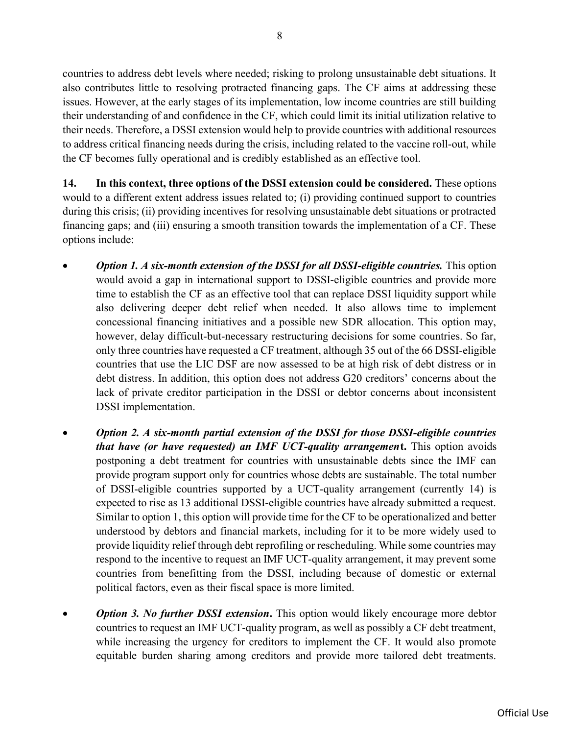countries to address debt levels where needed; risking to prolong unsustainable debt situations. It also contributes little to resolving protracted financing gaps. The CF aims at addressing these issues. However, at the early stages of its implementation, low income countries are still building their understanding of and confidence in the CF, which could limit its initial utilization relative to their needs. Therefore, a DSSI extension would help to provide countries with additional resources to address critical financing needs during the crisis, including related to the vaccine roll-out, while the CF becomes fully operational and is credibly established as an effective tool.

**14. In this context, three options of the DSSI extension could be considered.** These options would to a different extent address issues related to; (i) providing continued support to countries during this crisis; (ii) providing incentives for resolving unsustainable debt situations or protracted financing gaps; and (iii) ensuring a smooth transition towards the implementation of a CF. These options include:

- ***Option 1. A six-month extension of the DSSI for all DSSI-eligible countries.*** This option would avoid a gap in international support to DSSI-eligible countries and provide more time to establish the CF as an effective tool that can replace DSSI liquidity support while also delivering deeper debt relief when needed. It also allows time to implement concessional financing initiatives and a possible new SDR allocation. This option may, however, delay difficult-but-necessary restructuring decisions for some countries. So far, only three countries have requested a CF treatment, although 35 out of the 66 DSSI-eligible countries that use the LIC DSF are now assessed to be at high risk of debt distress or in debt distress. In addition, this option does not address G20 creditors' concerns about the lack of private creditor participation in the DSSI or debtor concerns about inconsistent DSSI implementation.

- ***Option 2. A six-month partial extension of the DSSI for those DSSI-eligible countries that have (or have requested) an IMF UCT-quality arrangement*****.** This option avoids postponing a debt treatment for countries with unsustainable debts since the IMF can provide program support only for countries whose debts are sustainable. The total number of DSSI-eligible countries supported by a UCT-quality arrangement (currently 14) is expected to rise as 13 additional DSSI-eligible countries have already submitted a request. Similar to option 1, this option will provide time for the CF to be operationalized and better understood by debtors and financial markets, including for it to be more widely used to provide liquidity relief through debt reprofiling or rescheduling. While some countries may respond to the incentive to request an IMF UCT-quality arrangement, it may prevent some countries from benefitting from the DSSI, including because of domestic or external political factors, even as their fiscal space is more limited.

- ***Option 3. No further DSSI extension*****.** This option would likely encourage more debtor countries to request an IMF UCT-quality program, as well as possibly a CF debt treatment, while increasing the urgency for creditors to implement the CF. It would also promote equitable burden sharing among creditors and provide more tailored debt treatments.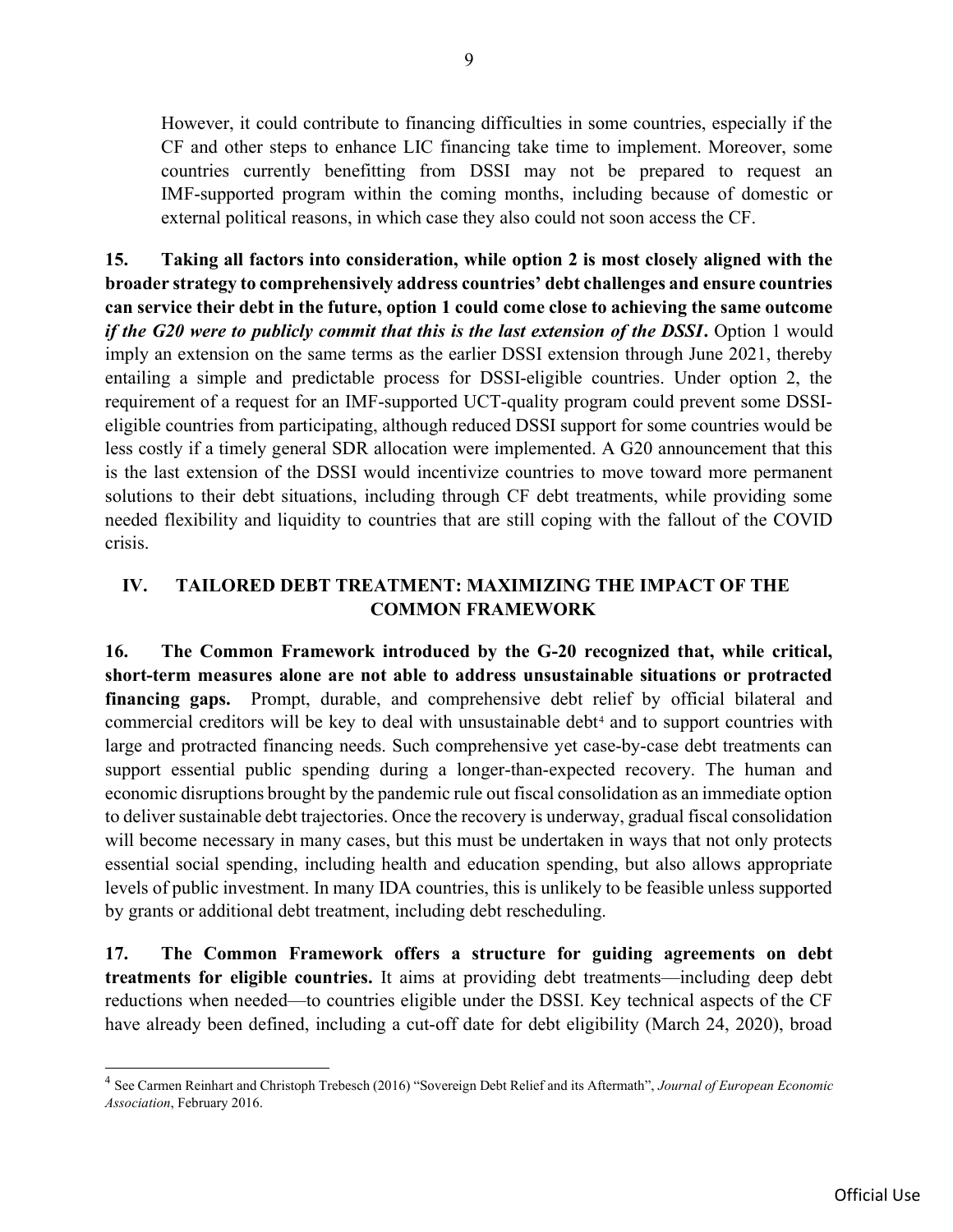However, it could contribute to financing difficulties in some countries, especially if the CF and other steps to enhance LIC financing take time to implement. Moreover, some countries currently benefitting from DSSI may not be prepared to request an IMF-supported program within the coming months, including because of domestic or external political reasons, in which case they also could not soon access the CF.

**15. Taking all factors into consideration, while option 2 is most closely aligned with the broader strategy to comprehensively address countries' debt challenges and ensure countries can service their debt in the future, option 1 could come close to achieving the same outcome *if the G20 were to publicly commit that this is the last extension of the DSSI*.** Option 1 would imply an extension on the same terms as the earlier DSSI extension through June 2021, thereby entailing a simple and predictable process for DSSI-eligible countries. Under option 2, the requirement of a request for an IMF-supported UCT-quality program could prevent some DSSI-eligible countries from participating, although reduced DSSI support for some countries would be less costly if a timely general SDR allocation were implemented. A G20 announcement that this is the last extension of the DSSI would incentivize countries to move toward more permanent solutions to their debt situations, including through CF debt treatments, while providing some needed flexibility and liquidity to countries that are still coping with the fallout of the COVID crisis.

## IV. TAILORED DEBT TREATMENT: MAXIMIZING THE IMPACT OF THE COMMON FRAMEWORK

**16. The Common Framework introduced by the G-20 recognized that, while critical, short-term measures alone are not able to address unsustainable situations or protracted financing gaps.** Prompt, durable, and comprehensive debt relief by official bilateral and commercial creditors will be key to deal with unsustainable debt[4] and to support countries with large and protracted financing needs. Such comprehensive yet case-by-case debt treatments can support essential public spending during a longer-than-expected recovery. The human and economic disruptions brought by the pandemic rule out fiscal consolidation as an immediate option to deliver sustainable debt trajectories. Once the recovery is underway, gradual fiscal consolidation will become necessary in many cases, but this must be undertaken in ways that not only protects essential social spending, including health and education spending, but also allows appropriate levels of public investment. In many IDA countries, this is unlikely to be feasible unless supported by grants or additional debt treatment, including debt rescheduling.

**17. The Common Framework offers a structure for guiding agreements on debt treatments for eligible countries.** It aims at providing debt treatments—including deep debt reductions when needed—to countries eligible under the DSSI. Key technical aspects of the CF have already been defined, including a cut-off date for debt eligibility (March 24, 2020), broad

[4] See Carmen Reinhart and Christoph Trebesch (2016) "Sovereign Debt Relief and its Aftermath", *Journal of European Economic Association*, February 2016.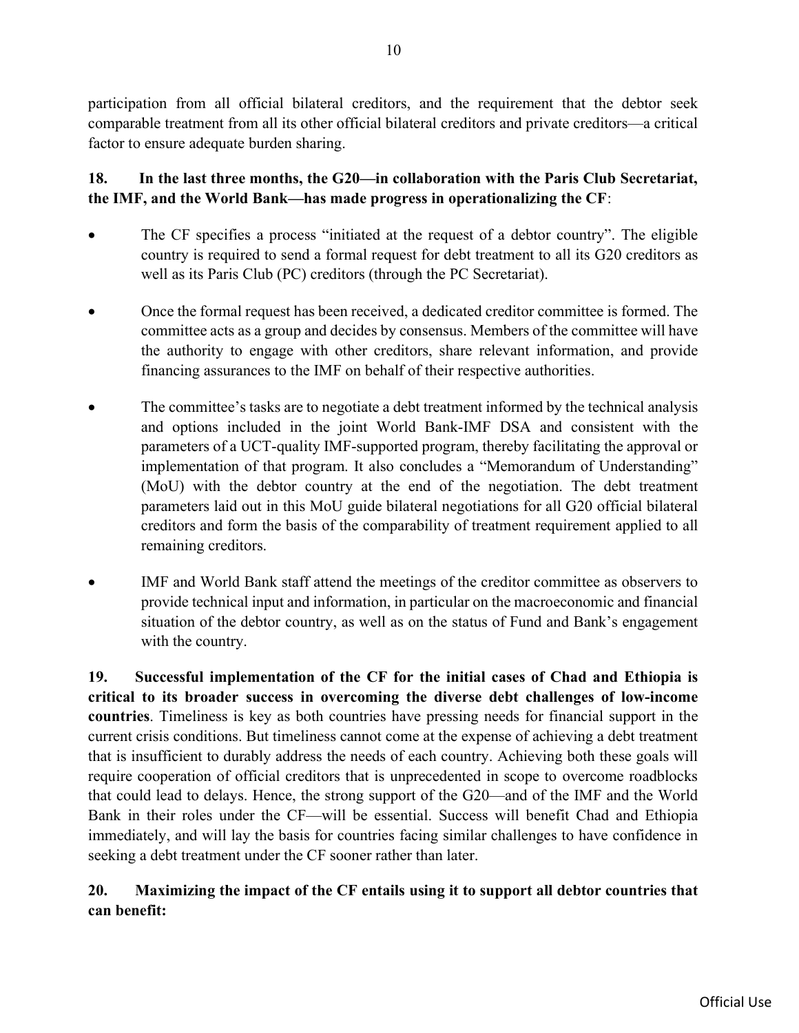participation from all official bilateral creditors, and the requirement that the debtor seek comparable treatment from all its other official bilateral creditors and private creditors—a critical factor to ensure adequate burden sharing.

**18. In the last three months, the G20—in collaboration with the Paris Club Secretariat, the IMF, and the World Bank—has made progress in operationalizing the CF**:

- The CF specifies a process "initiated at the request of a debtor country". The eligible country is required to send a formal request for debt treatment to all its G20 creditors as well as its Paris Club (PC) creditors (through the PC Secretariat).
- Once the formal request has been received, a dedicated creditor committee is formed. The committee acts as a group and decides by consensus. Members of the committee will have the authority to engage with other creditors, share relevant information, and provide financing assurances to the IMF on behalf of their respective authorities.
- The committee's tasks are to negotiate a debt treatment informed by the technical analysis and options included in the joint World Bank-IMF DSA and consistent with the parameters of a UCT-quality IMF-supported program, thereby facilitating the approval or implementation of that program. It also concludes a "Memorandum of Understanding" (MoU) with the debtor country at the end of the negotiation. The debt treatment parameters laid out in this MoU guide bilateral negotiations for all G20 official bilateral creditors and form the basis of the comparability of treatment requirement applied to all remaining creditors.
- IMF and World Bank staff attend the meetings of the creditor committee as observers to provide technical input and information, in particular on the macroeconomic and financial situation of the debtor country, as well as on the status of Fund and Bank's engagement with the country.

**19. Successful implementation of the CF for the initial cases of Chad and Ethiopia is critical to its broader success in overcoming the diverse debt challenges of low-income countries**. Timeliness is key as both countries have pressing needs for financial support in the current crisis conditions. But timeliness cannot come at the expense of achieving a debt treatment that is insufficient to durably address the needs of each country. Achieving both these goals will require cooperation of official creditors that is unprecedented in scope to overcome roadblocks that could lead to delays. Hence, the strong support of the G20—and of the IMF and the World Bank in their roles under the CF—will be essential. Success will benefit Chad and Ethiopia immediately, and will lay the basis for countries facing similar challenges to have confidence in seeking a debt treatment under the CF sooner rather than later.

**20. Maximizing the impact of the CF entails using it to support all debtor countries that can benefit:**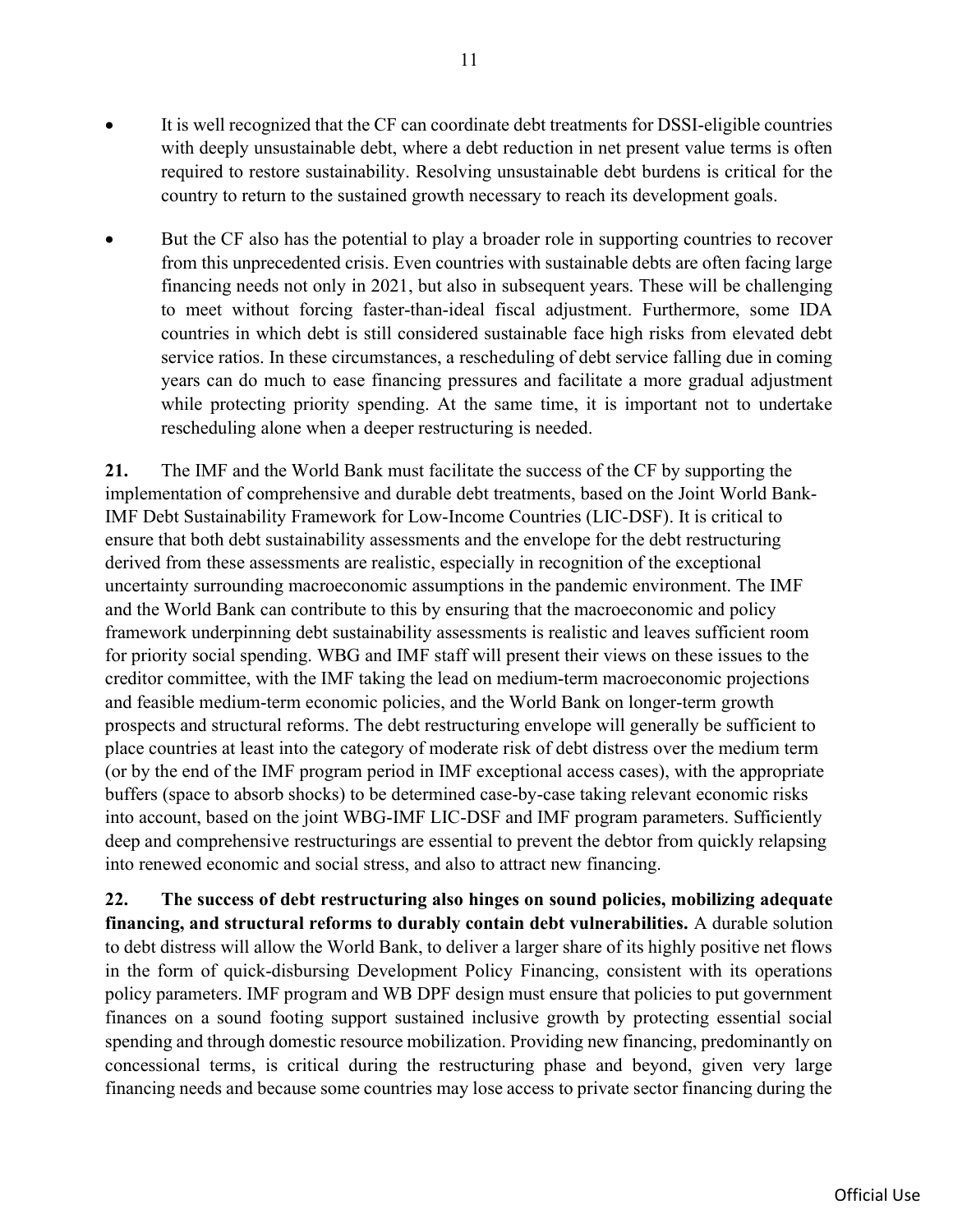- It is well recognized that the CF can coordinate debt treatments for DSSI-eligible countries with deeply unsustainable debt, where a debt reduction in net present value terms is often required to restore sustainability. Resolving unsustainable debt burdens is critical for the country to return to the sustained growth necessary to reach its development goals.

- But the CF also has the potential to play a broader role in supporting countries to recover from this unprecedented crisis. Even countries with sustainable debts are often facing large financing needs not only in 2021, but also in subsequent years. These will be challenging to meet without forcing faster-than-ideal fiscal adjustment. Furthermore, some IDA countries in which debt is still considered sustainable face high risks from elevated debt service ratios. In these circumstances, a rescheduling of debt service falling due in coming years can do much to ease financing pressures and facilitate a more gradual adjustment while protecting priority spending. At the same time, it is important not to undertake rescheduling alone when a deeper restructuring is needed.

**21.** The IMF and the World Bank must facilitate the success of the CF by supporting the implementation of comprehensive and durable debt treatments, based on the Joint World Bank-IMF Debt Sustainability Framework for Low-Income Countries (LIC-DSF). It is critical to ensure that both debt sustainability assessments and the envelope for the debt restructuring derived from these assessments are realistic, especially in recognition of the exceptional uncertainty surrounding macroeconomic assumptions in the pandemic environment. The IMF and the World Bank can contribute to this by ensuring that the macroeconomic and policy framework underpinning debt sustainability assessments is realistic and leaves sufficient room for priority social spending. WBG and IMF staff will present their views on these issues to the creditor committee, with the IMF taking the lead on medium-term macroeconomic projections and feasible medium-term economic policies, and the World Bank on longer-term growth prospects and structural reforms. The debt restructuring envelope will generally be sufficient to place countries at least into the category of moderate risk of debt distress over the medium term (or by the end of the IMF program period in IMF exceptional access cases), with the appropriate buffers (space to absorb shocks) to be determined case-by-case taking relevant economic risks into account, based on the joint WBG-IMF LIC-DSF and IMF program parameters. Sufficiently deep and comprehensive restructurings are essential to prevent the debtor from quickly relapsing into renewed economic and social stress, and also to attract new financing.

**22. The success of debt restructuring also hinges on sound policies, mobilizing adequate financing, and structural reforms to durably contain debt vulnerabilities.** A durable solution to debt distress will allow the World Bank, to deliver a larger share of its highly positive net flows in the form of quick-disbursing Development Policy Financing, consistent with its operations policy parameters. IMF program and WB DPF design must ensure that policies to put government finances on a sound footing support sustained inclusive growth by protecting essential social spending and through domestic resource mobilization. Providing new financing, predominantly on concessional terms, is critical during the restructuring phase and beyond, given very large financing needs and because some countries may lose access to private sector financing during the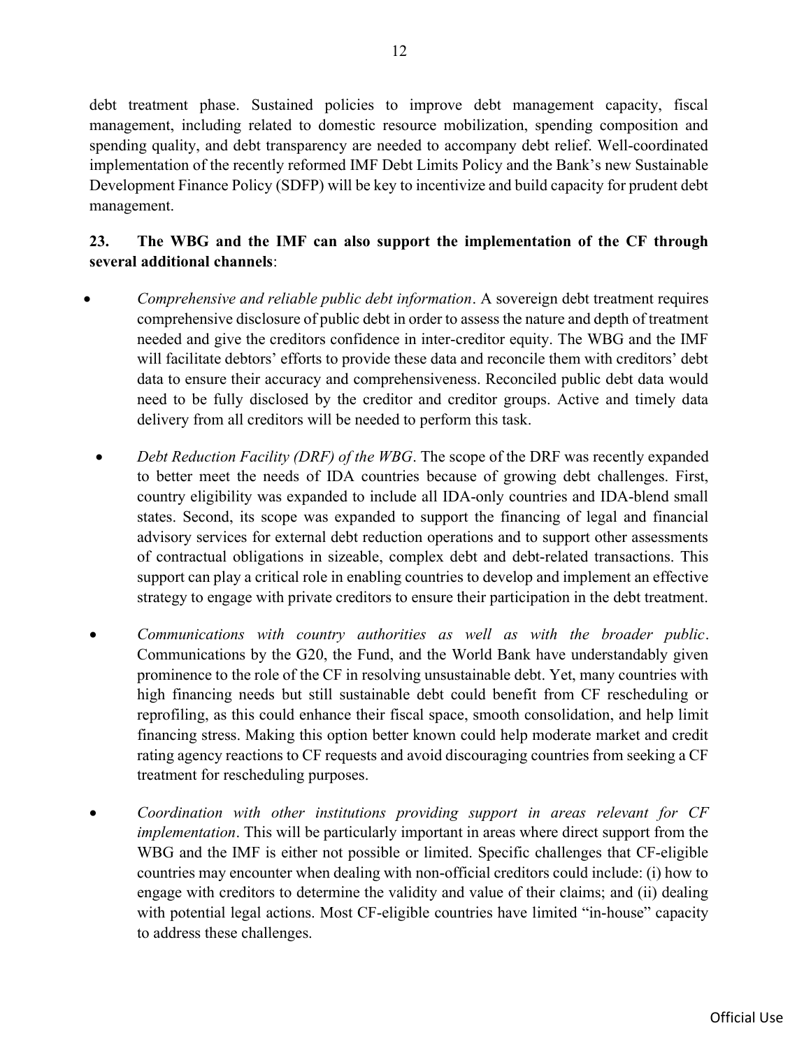debt treatment phase. Sustained policies to improve debt management capacity, fiscal management, including related to domestic resource mobilization, spending composition and spending quality, and debt transparency are needed to accompany debt relief. Well-coordinated implementation of the recently reformed IMF Debt Limits Policy and the Bank's new Sustainable Development Finance Policy (SDFP) will be key to incentivize and build capacity for prudent debt management.

**23. The WBG and the IMF can also support the implementation of the CF through several additional channels**:

- *Comprehensive and reliable public debt information*. A sovereign debt treatment requires comprehensive disclosure of public debt in order to assess the nature and depth of treatment needed and give the creditors confidence in inter-creditor equity. The WBG and the IMF will facilitate debtors' efforts to provide these data and reconcile them with creditors' debt data to ensure their accuracy and comprehensiveness. Reconciled public debt data would need to be fully disclosed by the creditor and creditor groups. Active and timely data delivery from all creditors will be needed to perform this task.

- *Debt Reduction Facility (DRF) of the WBG*. The scope of the DRF was recently expanded to better meet the needs of IDA countries because of growing debt challenges. First, country eligibility was expanded to include all IDA-only countries and IDA-blend small states. Second, its scope was expanded to support the financing of legal and financial advisory services for external debt reduction operations and to support other assessments of contractual obligations in sizeable, complex debt and debt-related transactions. This support can play a critical role in enabling countries to develop and implement an effective strategy to engage with private creditors to ensure their participation in the debt treatment.

- *Communications with country authorities as well as with the broader public*. Communications by the G20, the Fund, and the World Bank have understandably given prominence to the role of the CF in resolving unsustainable debt. Yet, many countries with high financing needs but still sustainable debt could benefit from CF rescheduling or reprofiling, as this could enhance their fiscal space, smooth consolidation, and help limit financing stress. Making this option better known could help moderate market and credit rating agency reactions to CF requests and avoid discouraging countries from seeking a CF treatment for rescheduling purposes.

- *Coordination with other institutions providing support in areas relevant for CF implementation*. This will be particularly important in areas where direct support from the WBG and the IMF is either not possible or limited. Specific challenges that CF-eligible countries may encounter when dealing with non-official creditors could include: (i) how to engage with creditors to determine the validity and value of their claims; and (ii) dealing with potential legal actions. Most CF-eligible countries have limited "in-house" capacity to address these challenges.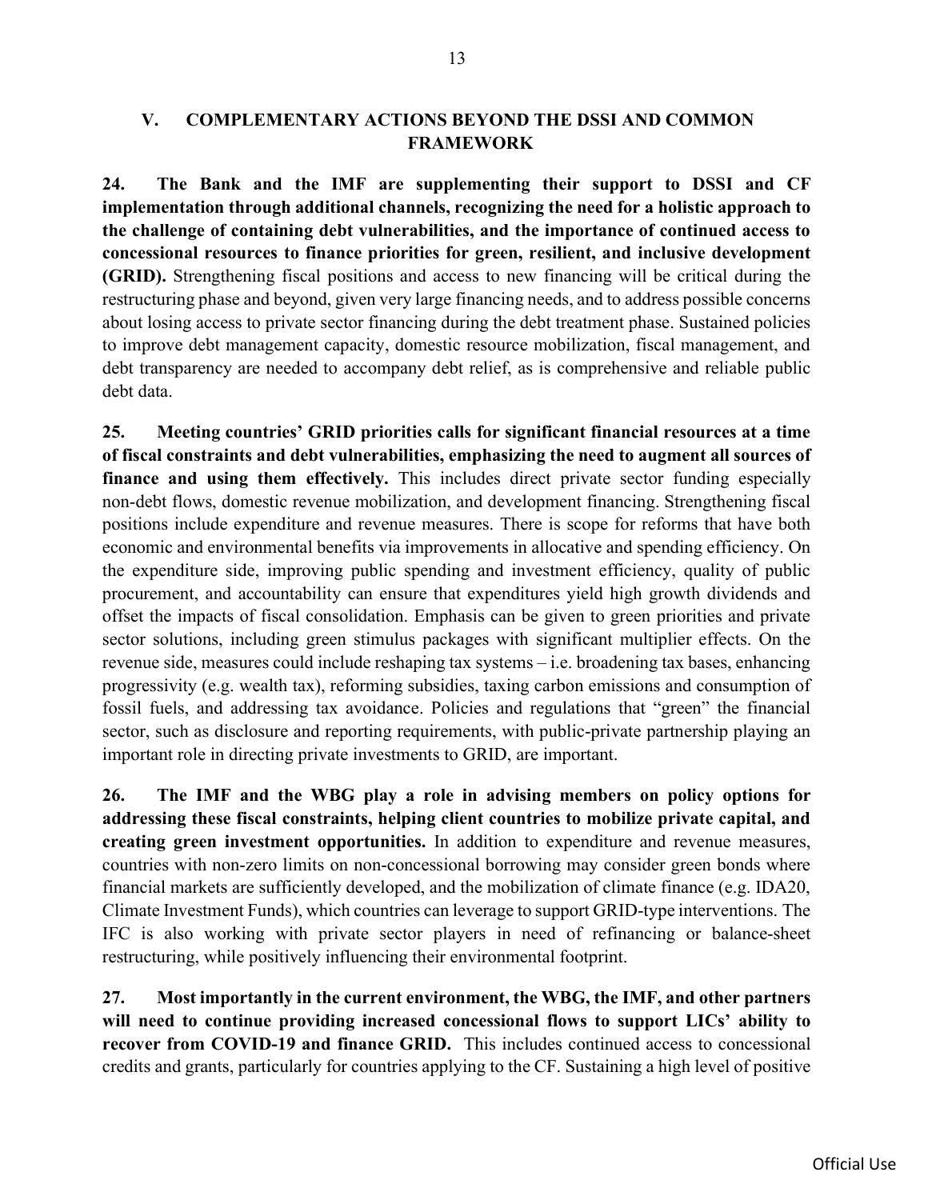## V. COMPLEMENTARY ACTIONS BEYOND THE DSSI AND COMMON FRAMEWORK

**24. The Bank and the IMF are supplementing their support to DSSI and CF implementation through additional channels, recognizing the need for a holistic approach to the challenge of containing debt vulnerabilities, and the importance of continued access to concessional resources to finance priorities for green, resilient, and inclusive development (GRID).** Strengthening fiscal positions and access to new financing will be critical during the restructuring phase and beyond, given very large financing needs, and to address possible concerns about losing access to private sector financing during the debt treatment phase. Sustained policies to improve debt management capacity, domestic resource mobilization, fiscal management, and debt transparency are needed to accompany debt relief, as is comprehensive and reliable public debt data.

**25. Meeting countries' GRID priorities calls for significant financial resources at a time of fiscal constraints and debt vulnerabilities, emphasizing the need to augment all sources of finance and using them effectively.** This includes direct private sector funding especially non-debt flows, domestic revenue mobilization, and development financing. Strengthening fiscal positions include expenditure and revenue measures. There is scope for reforms that have both economic and environmental benefits via improvements in allocative and spending efficiency. On the expenditure side, improving public spending and investment efficiency, quality of public procurement, and accountability can ensure that expenditures yield high growth dividends and offset the impacts of fiscal consolidation. Emphasis can be given to green priorities and private sector solutions, including green stimulus packages with significant multiplier effects. On the revenue side, measures could include reshaping tax systems – i.e. broadening tax bases, enhancing progressivity (e.g. wealth tax), reforming subsidies, taxing carbon emissions and consumption of fossil fuels, and addressing tax avoidance. Policies and regulations that "green" the financial sector, such as disclosure and reporting requirements, with public-private partnership playing an important role in directing private investments to GRID, are important.

**26. The IMF and the WBG play a role in advising members on policy options for addressing these fiscal constraints, helping client countries to mobilize private capital, and creating green investment opportunities.** In addition to expenditure and revenue measures, countries with non-zero limits on non-concessional borrowing may consider green bonds where financial markets are sufficiently developed, and the mobilization of climate finance (e.g. IDA20, Climate Investment Funds), which countries can leverage to support GRID-type interventions. The IFC is also working with private sector players in need of refinancing or balance-sheet restructuring, while positively influencing their environmental footprint.

**27. Most importantly in the current environment, the WBG, the IMF, and other partners will need to continue providing increased concessional flows to support LICs' ability to recover from COVID-19 and finance GRID.** This includes continued access to concessional credits and grants, particularly for countries applying to the CF. Sustaining a high level of positive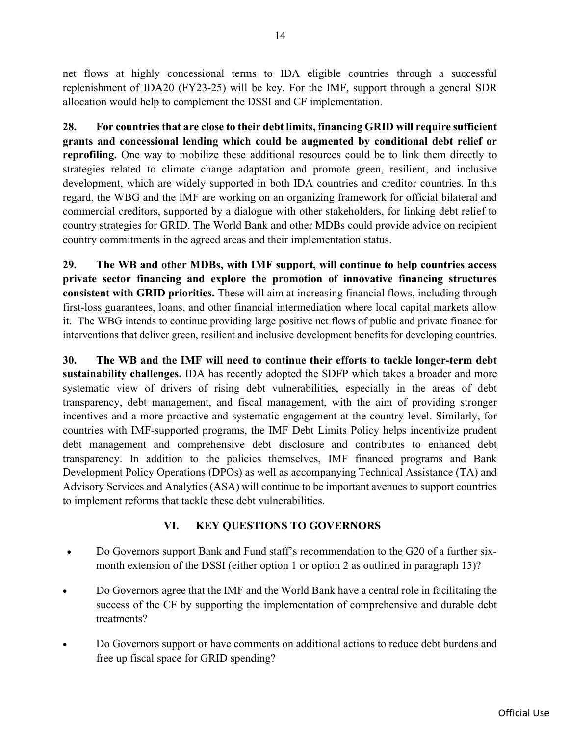net flows at highly concessional terms to IDA eligible countries through a successful replenishment of IDA20 (FY23-25) will be key. For the IMF, support through a general SDR allocation would help to complement the DSSI and CF implementation.

**28. For countries that are close to their debt limits, financing GRID will require sufficient grants and concessional lending which could be augmented by conditional debt relief or reprofiling.** One way to mobilize these additional resources could be to link them directly to strategies related to climate change adaptation and promote green, resilient, and inclusive development, which are widely supported in both IDA countries and creditor countries. In this regard, the WBG and the IMF are working on an organizing framework for official bilateral and commercial creditors, supported by a dialogue with other stakeholders, for linking debt relief to country strategies for GRID. The World Bank and other MDBs could provide advice on recipient country commitments in the agreed areas and their implementation status.

**29. The WB and other MDBs, with IMF support, will continue to help countries access private sector financing and explore the promotion of innovative financing structures consistent with GRID priorities.** These will aim at increasing financial flows, including through first-loss guarantees, loans, and other financial intermediation where local capital markets allow it. The WBG intends to continue providing large positive net flows of public and private finance for interventions that deliver green, resilient and inclusive development benefits for developing countries.

**30. The WB and the IMF will need to continue their efforts to tackle longer-term debt sustainability challenges.** IDA has recently adopted the SDFP which takes a broader and more systematic view of drivers of rising debt vulnerabilities, especially in the areas of debt transparency, debt management, and fiscal management, with the aim of providing stronger incentives and a more proactive and systematic engagement at the country level. Similarly, for countries with IMF-supported programs, the IMF Debt Limits Policy helps incentivize prudent debt management and comprehensive debt disclosure and contributes to enhanced debt transparency. In addition to the policies themselves, IMF financed programs and Bank Development Policy Operations (DPOs) as well as accompanying Technical Assistance (TA) and Advisory Services and Analytics (ASA) will continue to be important avenues to support countries to implement reforms that tackle these debt vulnerabilities.

## VI. KEY QUESTIONS TO GOVERNORS

- Do Governors support Bank and Fund staff's recommendation to the G20 of a further six-month extension of the DSSI (either option 1 or option 2 as outlined in paragraph 15)?
- Do Governors agree that the IMF and the World Bank have a central role in facilitating the success of the CF by supporting the implementation of comprehensive and durable debt treatments?
- Do Governors support or have comments on additional actions to reduce debt burdens and free up fiscal space for GRID spending?